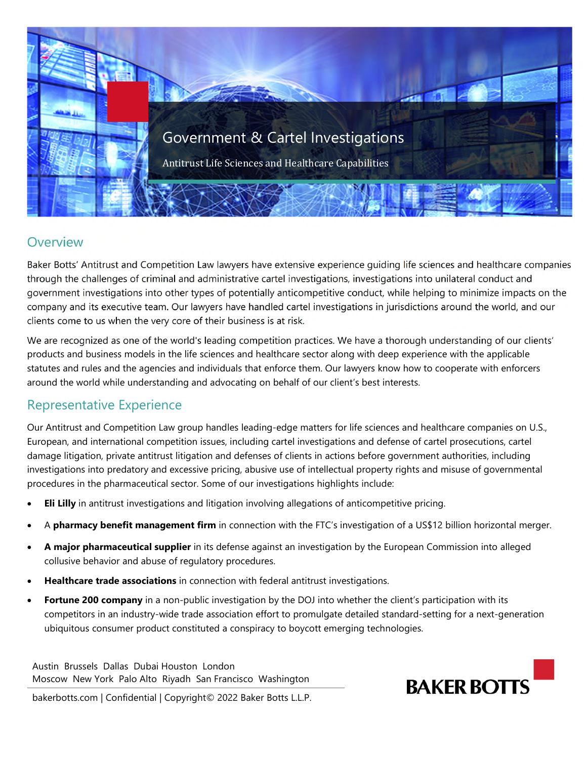# Government & Cartel Investigations

Antitrust Life Sciences and Healthcare Capabilities

## Overview

Baker Botts' Antitrust and Competition Law lawyers have extensive experience guiding life sciences and healthcare companies through the challenges of criminal and administrative cartel investigations, investigations into unilateral conduct and government investigations into other types of potentially anticompetitive conduct, while helping to minimize impacts on the company and its executive team. Our lawyers have handled cartel investigations in jurisdictions around the world, and our clients come to us when the very core of their business is at risk.

We are recognized as one of the world's leading competition practices. We have a thorough understanding of our clients' products and business models in the life sciences and healthcare sector along with deep experience with the applicable statutes and rules and the agencies and individuals that enforce them. Our lawyers know how to cooperate with enforcers around the world while understanding and advocating on behalf of our client's best interests.

## Representative Experience

Our Antitrust and Competition Law group handles leading-edge matters for life sciences and healthcare companies on U.S., European, and international competition issues, including cartel investigations and defense of cartel prosecutions, cartel damage litigation, private antitrust litigation and defenses of clients in actions before government authorities, including investigations into predatory and excessive pricing, abusive use of intellectual property rights and misuse of governmental procedures in the pharmaceutical sector. Some of our investigations highlights include:

- **Eli Lilly** in antitrust investigations and litigation involving allegations of anticompetitive pricing.
- A **pharmacy benefit management firm** in connection with the FTC's investigation of a US$12 billion horizontal merger.
- **A major pharmaceutical supplier** in its defense against an investigation by the European Commission into alleged collusive behavior and abuse of regulatory procedures.
- **Healthcare trade associations** in connection with federal antitrust investigations.
- **Fortune 200 company** in a non-public investigation by the DOJ into whether the client's participation with its competitors in an industry-wide trade association effort to promulgate detailed standard-setting for a next-generation ubiquitous consumer product constituted a conspiracy to boycott emerging technologies.

Austin Brussels Dallas Dubai Houston London
Moscow New York Palo Alto Riyadh San Francisco Washington

bakerbotts.com | Confidential | Copyright© 2022 Baker Botts L.L.P.

BAKER BOTTS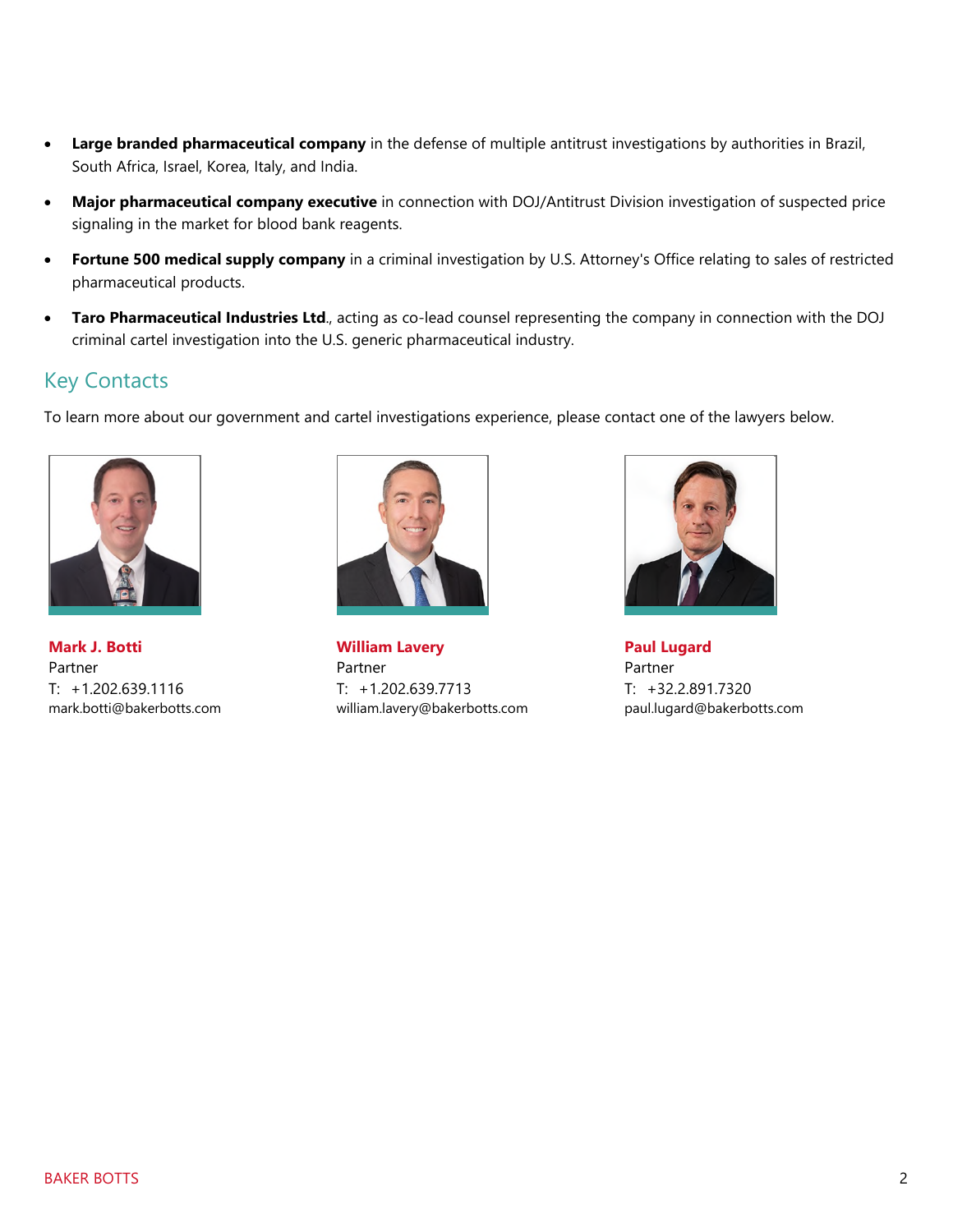- **Large branded pharmaceutical company** in the defense of multiple antitrust investigations by authorities in Brazil, South Africa, Israel, Korea, Italy, and India.
- **Major pharmaceutical company executive** in connection with DOJ/Antitrust Division investigation of suspected price signaling in the market for blood bank reagents.
- **Fortune 500 medical supply company** in a criminal investigation by U.S. Attorney's Office relating to sales of restricted pharmaceutical products.
- **Taro Pharmaceutical Industries Ltd**., acting as co-lead counsel representing the company in connection with the DOJ criminal cartel investigation into the U.S. generic pharmaceutical industry.

## Key Contacts

To learn more about our government and cartel investigations experience, please contact one of the lawyers below.

**Mark J. Botti**
Partner
T: +1.202.639.1116
mark.botti@bakerbotts.com

**William Lavery**
Partner
T: +1.202.639.7713
william.lavery@bakerbotts.com

**Paul Lugard**
Partner
T: +32.2.891.7320
paul.lugard@bakerbotts.com